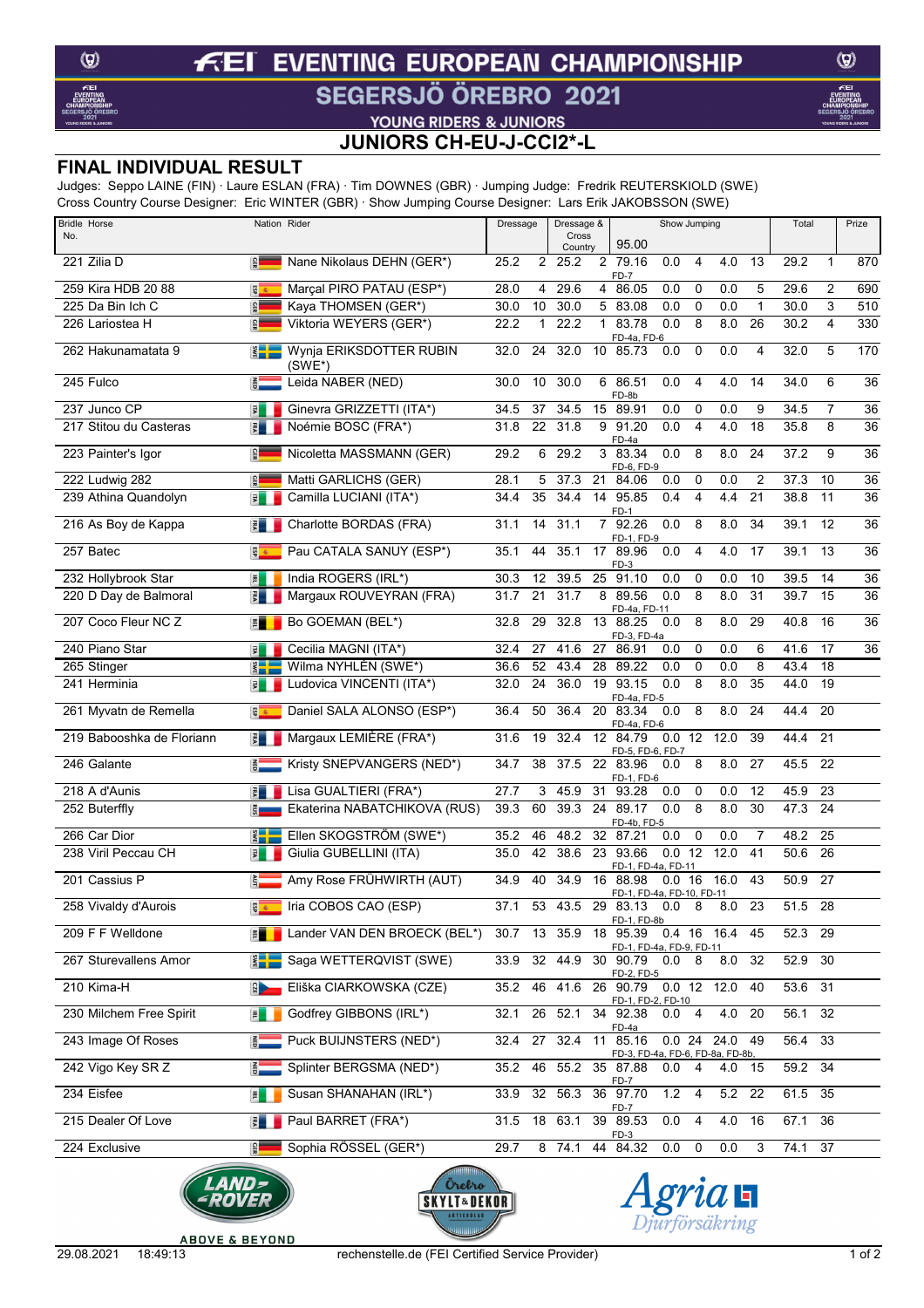# FEI EVENTING EUROPEAN CHAMPIONSHIP

## SEGERSJÖ ÖREBRO 2021

### YOUNG RIDERS & JUNIORS

### JUNIORS CH-EU-J-CCI2*-L

## FINAL INDIVIDUAL RESULT

Judges: Seppo LAINE (FIN) · Laure ESLAN (FRA) · Tim DOWNES (GBR) · Jumping Judge: Fredrik REUTERSKIOLD (SWE)
Cross Country Course Designer: Eric WINTER (GBR) · Show Jumping Course Designer: Lars Erik JAKOBSSON (SWE)

| Bridle No. | Horse | Nation | Rider | Dressage | | Dressage & Cross Country | | Show Jumping 95.00 | | | | | Total | | Prize |
|---|---|---|---|---|---|---|---|---|---|---|---|---|---|---|---|
| 221 | Zilia D | GER | Nane Nikolaus DEHN (GER*) | 25.2 | 2 | 25.2 | 2 | 79.16 FD-7 | 0.0 | 4 | 4.0 | 13 | 29.2 | 1 | 870 |
| 259 | Kira HDB 20 88 | ESP | Marçal PIRO PATAU (ESP*) | 28.0 | 4 | 29.6 | 4 | 86.05 | 0.0 | 0 | 0.0 | 5 | 29.6 | 2 | 690 |
| 225 | Da Bin Ich C | GER | Kaya THOMSEN (GER*) | 30.0 | 10 | 30.0 | 5 | 83.08 | 0.0 | 0 | 0.0 | 1 | 30.0 | 3 | 510 |
| 226 | Lariostea H | GER | Viktoria WEYERS (GER*) | 22.2 | 1 | 22.2 | 1 | 83.78 FD-4a, FD-6 | 0.0 | 8 | 8.0 | 26 | 30.2 | 4 | 330 |
| 262 | Hakunamatata 9 | SWE | Wynja ERIKSDOTTER RUBIN (SWE*) | 32.0 | 24 | 32.0 | 10 | 85.73 | 0.0 | 0 | 0.0 | 4 | 32.0 | 5 | 170 |
| 245 | Fulco | NED | Leida NABER (NED) | 30.0 | 10 | 30.0 | 6 | 86.51 FD-8b | 0.0 | 4 | 4.0 | 14 | 34.0 | 6 | 36 |
| 237 | Junco CP | ITA | Ginevra GRIZZETTI (ITA*) | 34.5 | 37 | 34.5 | 15 | 89.91 | 0.0 | 0 | 0.0 | 9 | 34.5 | 7 | 36 |
| 217 | Stitou du Casteras | FRA | Noémie BOSC (FRA*) | 31.8 | 22 | 31.8 | 9 | 91.20 FD-4a | 0.0 | 4 | 4.0 | 18 | 35.8 | 8 | 36 |
| 223 | Painter's Igor | GER | Nicoletta MASSMANN (GER) | 29.2 | 6 | 29.2 | 3 | 83.34 FD-6, FD-9 | 0.0 | 8 | 8.0 | 24 | 37.2 | 9 | 36 |
| 222 | Ludwig 282 | GER | Matti GARLICHS (GER) | 28.1 | 5 | 37.3 | 21 | 84.06 | 0.0 | 0 | 0.0 | 2 | 37.3 | 10 | 36 |
| 239 | Athina Quandolyn | ITA | Camilla LUCIANI (ITA*) | 34.4 | 35 | 34.4 | 14 | 95.85 FD-1 | 0.4 | 4 | 4.4 | 21 | 38.8 | 11 | 36 |
| 216 | As Boy de Kappa | FRA | Charlotte BORDAS (FRA) | 31.1 | 14 | 31.1 | 7 | 92.26 FD-1, FD-9 | 0.0 | 8 | 8.0 | 34 | 39.1 | 12 | 36 |
| 257 | Batec | ESP | Pau CATALA SANUY (ESP*) | 35.1 | 44 | 35.1 | 17 | 89.96 FD-3 | 0.0 | 4 | 4.0 | 17 | 39.1 | 13 | 36 |
| 232 | Hollybrook Star | IRL | India ROGERS (IRL*) | 30.3 | 12 | 39.5 | 25 | 91.10 | 0.0 | 0 | 0.0 | 10 | 39.5 | 14 | 36 |
| 220 | D Day de Balmoral | FRA | Margaux ROUVEYRAN (FRA) | 31.7 | 21 | 31.7 | 8 | 89.56 FD-4a, FD-11 | 0.0 | 8 | 8.0 | 31 | 39.7 | 15 | 36 |
| 207 | Coco Fleur NC Z | BEL | Bo GOEMAN (BEL*) | 32.8 | 29 | 32.8 | 13 | 88.25 FD-3, FD-4a | 0.0 | 8 | 8.0 | 29 | 40.8 | 16 | 36 |
| 240 | Piano Star | ITA | Cecilia MAGNI (ITA*) | 32.4 | 27 | 41.6 | 27 | 86.91 | 0.0 | 0 | 0.0 | 6 | 41.6 | 17 | 36 |
| 265 | Stinger | SWE | Wilma NYHLÉN (SWE*) | 36.6 | 52 | 43.4 | 28 | 89.22 | 0.0 | 0 | 0.0 | 8 | 43.4 | 18 | |
| 241 | Herminia | ITA | Ludovica VINCENTI (ITA*) | 32.0 | 24 | 36.0 | 19 | 93.15 FD-4a, FD-5 | 0.0 | 8 | 8.0 | 35 | 44.0 | 19 | |
| 261 | Myvatn de Remella | ESP | Daniel SALA ALONSO (ESP*) | 36.4 | 50 | 36.4 | 20 | 83.34 FD-4a, FD-6 | 0.0 | 8 | 8.0 | 24 | 44.4 | 20 | |
| 219 | Babooshka de Floriann | FRA | Margaux LEMIÈRE (FRA*) | 31.6 | 19 | 32.4 | 12 | 84.79 FD-5, FD-6, FD-7 | 0.0 | 12 | 12.0 | 39 | 44.4 | 21 | |
| 246 | Galante | NED | Kristy SNEPVANGERS (NED*) | 34.7 | 38 | 37.5 | 22 | 83.96 FD-1, FD-6 | 0.0 | 8 | 8.0 | 27 | 45.5 | 22 | |
| 218 | A d'Aunis | FRA | Lisa GUALTIERI (FRA*) | 27.7 | 3 | 45.9 | 31 | 93.28 | 0.0 | 0 | 0.0 | 12 | 45.9 | 23 | |
| 252 | Buterffly | RUS | Ekaterina NABATCHIKOVA (RUS) | 39.3 | 60 | 39.3 | 24 | 89.17 FD-4b, FD-5 | 0.0 | 8 | 8.0 | 30 | 47.3 | 24 | |
| 266 | Car Dior | SWE | Ellen SKOGSTRÖM (SWE*) | 35.2 | 46 | 48.2 | 32 | 87.21 | 0.0 | 0 | 0.0 | 7 | 48.2 | 25 | |
| 238 | Viril Peccau CH | ITA | Giulia GUBELLINI (ITA) | 35.0 | 42 | 38.6 | 23 | 93.66 FD-1, FD-4a, FD-11 | 0.0 | 12 | 12.0 | 41 | 50.6 | 26 | |
| 201 | Cassius P | AUT | Amy Rose FRÜHWIRTH (AUT) | 34.9 | 40 | 34.9 | 16 | 88.98 FD-1, FD-4a, FD-10, FD-11 | 0.0 | 16 | 16.0 | 43 | 50.9 | 27 | |
| 258 | Vivaldy d'Aurois | ESP | Iria COBOS CAO (ESP) | 37.1 | 53 | 43.5 | 29 | 83.13 FD-1, FD-8b | 0.0 | 8 | 8.0 | 23 | 51.5 | 28 | |
| 209 | F F Welldone | BEL | Lander VAN DEN BROECK (BEL*) | 30.7 | 13 | 35.9 | 18 | 95.39 FD-1, FD-4a, FD-9, FD-11 | 0.4 | 16 | 16.4 | 45 | 52.3 | 29 | |
| 267 | Sturevallens Amor | SWE | Saga WETTERQVIST (SWE) | 33.9 | 32 | 44.9 | 30 | 90.79 FD-2, FD-5 | 0.0 | 8 | 8.0 | 32 | 52.9 | 30 | |
| 210 | Kima-H | CZE | Eliška CIARKOWSKA (CZE) | 35.2 | 46 | 41.6 | 26 | 90.79 FD-1, FD-2, FD-10 | 0.0 | 12 | 12.0 | 40 | 53.6 | 31 | |
| 230 | Milchem Free Spirit | IRL | Godfrey GIBBONS (IRL*) | 32.1 | 26 | 52.1 | 34 | 92.38 FD-4a | 0.0 | 4 | 4.0 | 20 | 56.1 | 32 | |
| 243 | Image Of Roses | NED | Puck BUIJNSTERS (NED*) | 32.4 | 27 | 32.4 | 11 | 85.16 FD-3, FD-4a, FD-6, FD-8a, FD-8b, | 0.0 | 24 | 24.0 | 49 | 56.4 | 33 | |
| 242 | Vigo Key SR Z | NED | Splinter BERGSMA (NED*) | 35.2 | 46 | 55.2 | 35 | 87.88 FD-7 | 0.0 | 4 | 4.0 | 15 | 59.2 | 34 | |
| 234 | Eisfee | IRL | Susan SHANAHAN (IRL*) | 33.9 | 32 | 56.3 | 36 | 97.70 FD-7 | 1.2 | 4 | 5.2 | 22 | 61.5 | 35 | |
| 215 | Dealer Of Love | FRA | Paul BARRET (FRA*) | 31.5 | 18 | 63.1 | 39 | 89.53 FD-3 | 0.0 | 4 | 4.0 | 16 | 67.1 | 36 | |
| 224 | Exclusive | GER | Sophia RÖSSEL (GER*) | 29.7 | 8 | 74.1 | 44 | 84.32 | 0.0 | 0 | 0.0 | 3 | 74.1 | 37 | |

LAND ROVER ABOVE & BEYOND · Örebro SKYLT & DEKOR · Agria Djurförsäkring

29.08.2021 18:49:13 rechenstelle.de (FEI Certified Service Provider)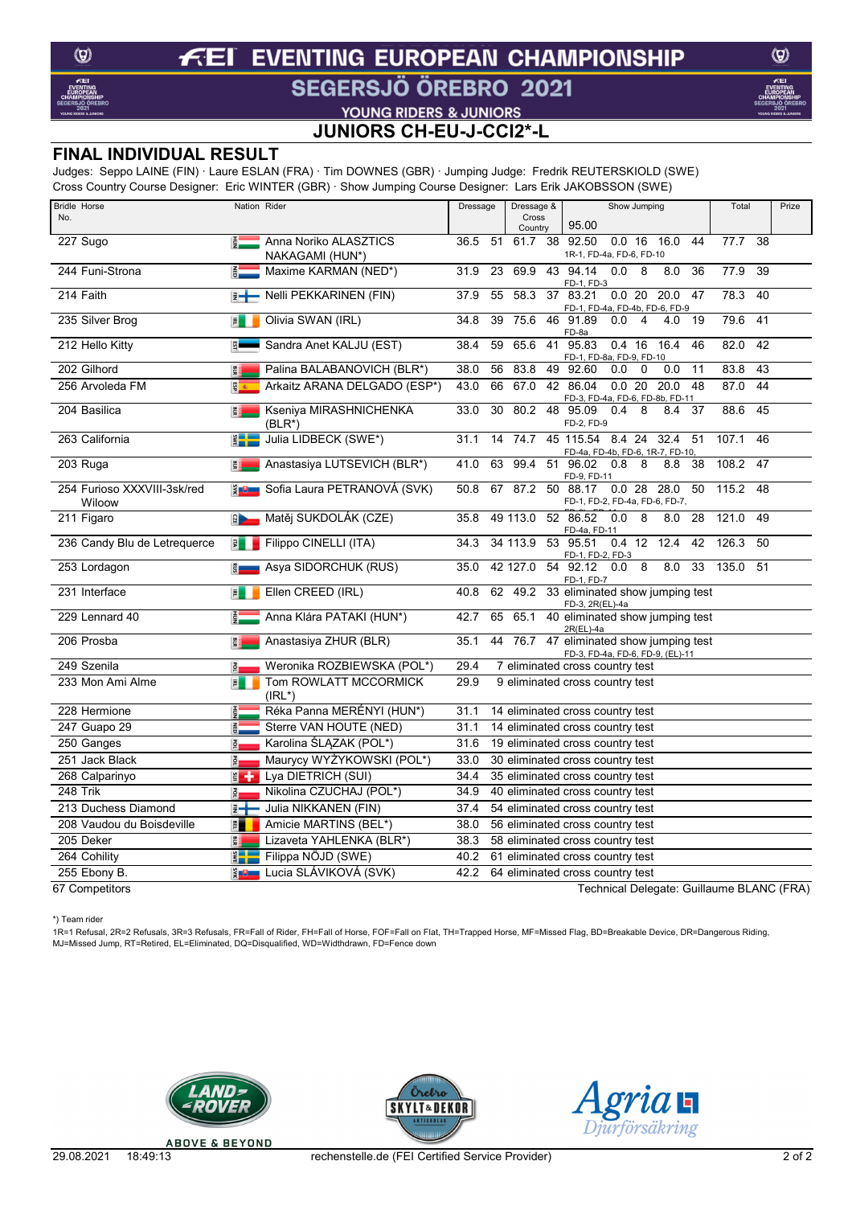# FEI EVENTING EUROPEAN CHAMPIONSHIP

## SEGERSJÖ ÖREBRO 2021

YOUNG RIDERS & JUNIORS

### JUNIORS CH-EU-J-CCI2*-L

## FINAL INDIVIDUAL RESULT

Judges: Seppo LAINE (FIN) · Laure ESLAN (FRA) · Tim DOWNES (GBR) · Jumping Judge: Fredrik REUTERSKIOLD (SWE)
Cross Country Course Designer: Eric WINTER (GBR) · Show Jumping Course Designer: Lars Erik JAKOBSSON (SWE)

| Bridle No. | Horse | Nation | Rider | Dressage | | Dressage & Cross Country | | Show Jumping 95.00 | | | | | Total | | Prize |
|---|---|---|---|---|---|---|---|---|---|---|---|---|---|---|---|
| 227 | Sugo | HUN | Anna Noriko ALASZTICS NAKAGAMI (HUN*) | 36.5 | 51 | 61.7 | 38 | 92.50 (1R-1, FD-4a, FD-6, FD-10) | 0.0 | 16 | 16.0 | 44 | 77.7 | 38 | |
| 244 | Funi-Strona | NED | Maxime KARMAN (NED*) | 31.9 | 23 | 69.9 | 43 | 94.14 (FD-1, FD-3) | 0.0 | 8 | 8.0 | 36 | 77.9 | 39 | |
| 214 | Faith | FIN | Nelli PEKKARINEN (FIN) | 37.9 | 55 | 58.3 | 37 | 83.21 (FD-1, FD-4a, FD-4b, FD-6, FD-9) | 0.0 | 20 | 20.0 | 47 | 78.3 | 40 | |
| 235 | Silver Brog | IRL | Olivia SWAN (IRL) | 34.8 | 39 | 75.6 | 46 | 91.89 (FD-8a) | 0.0 | 4 | 4.0 | 19 | 79.6 | 41 | |
| 212 | Hello Kitty | EST | Sandra Anet KALJU (EST) | 38.4 | 59 | 65.6 | 41 | 95.83 (FD-1, FD-8a, FD-9, FD-10) | 0.4 | 16 | 16.4 | 46 | 82.0 | 42 | |
| 202 | Gilhord | BLR | Palina BALABANOVICH (BLR*) | 38.0 | 56 | 83.8 | 49 | 92.60 | 0.0 | 0 | 0.0 | 11 | 83.8 | 43 | |
| 256 | Arvoleda FM | ESP | Arkaitz ARANA DELGADO (ESP*) | 43.0 | 66 | 67.0 | 42 | 86.04 (FD-3, FD-4a, FD-6, FD-8b, FD-11) | 0.0 | 20 | 20.0 | 48 | 87.0 | 44 | |
| 204 | Basilica | BLR | Kseniya MIRASHNICHENKA (BLR*) | 33.0 | 30 | 80.2 | 48 | 95.09 (FD-2, FD-9) | 0.4 | 8 | 8.4 | 37 | 88.6 | 45 | |
| 263 | California | SWE | Julia LIDBECK (SWE*) | 31.1 | 14 | 74.7 | 45 | 115.54 (FD-4a, FD-4b, FD-6, 1R-7, FD-10, | 8.4 | 24 | 32.4 | 51 | 107.1 | 46 | |
| 203 | Ruga | BLR | Anastasiya LUTSEVICH (BLR*) | 41.0 | 63 | 99.4 | 51 | 96.02 (FD-9, FD-11) | 0.8 | 8 | 8.8 | 38 | 108.2 | 47 | |
| 254 | Furioso XXXVIII-3sk/red Wiloow | SVK | Sofia Laura PETRANOVÁ (SVK) | 50.8 | 67 | 87.2 | 50 | 88.17 (FD-1, FD-2, FD-4a, FD-6, FD-7, | 0.0 | 28 | 28.0 | 50 | 115.2 | 48 | |
| 211 | Figaro | CZE | Matěj SUKDOLÁK (CZE) | 35.8 | 49 | 113.0 | 52 | 86.52 (FD-4a, FD-11) | 0.0 | 8 | 8.0 | 28 | 121.0 | 49 | |
| 236 | Candy Blu de Letrequerce | ITA | Filippo CINELLI (ITA) | 34.3 | 34 | 113.9 | 53 | 95.51 (FD-1, FD-2, FD-3) | 0.4 | 12 | 12.4 | 42 | 126.3 | 50 | |
| 253 | Lordagon | RUS | Asya SIDORCHUK (RUS) | 35.0 | 42 | 127.0 | 54 | 92.12 (FD-1, FD-7) | 0.0 | 8 | 8.0 | 33 | 135.0 | 51 | |
| 231 | Interface | IRL | Ellen CREED (IRL) | 40.8 | 62 | 49.2 | 33 | eliminated show jumping test (FD-3, 2R(EL)-4a) | | | | | | | |
| 229 | Lennard 40 | HUN | Anna Klára PATAKI (HUN*) | 42.7 | 65 | 65.1 | 40 | eliminated show jumping test (2R(EL)-4a) | | | | | | | |
| 206 | Prosba | BLR | Anastasiya ZHUR (BLR) | 35.1 | 44 | 76.7 | 47 | eliminated show jumping test (FD-3, FD-4a, FD-6, FD-9, (EL)-11) | | | | | | | |
| 249 | Szenila | POL | Weronika ROZBIEWSKA (POL*) | 29.4 | 7 | eliminated cross country test | | | | | | | | | |
| 233 | Mon Ami Alme | IRL | Tom ROWLATT MCCORMICK (IRL*) | 29.9 | 9 | eliminated cross country test | | | | | | | | | |
| 228 | Hermione | HUN | Réka Panna MERÉNYI (HUN*) | 31.1 | 14 | eliminated cross country test | | | | | | | | | |
| 247 | Guapo 29 | NED | Sterre VAN HOUTE (NED) | 31.1 | 14 | eliminated cross country test | | | | | | | | | |
| 250 | Ganges | POL | Karolina ŚLĄZAK (POL*) | 31.6 | 19 | eliminated cross country test | | | | | | | | | |
| 251 | Jack Black | POL | Maurycy WYŻYKOWSKI (POL*) | 33.0 | 30 | eliminated cross country test | | | | | | | | | |
| 268 | Calparinyo | SUI | Lya DIETRICH (SUI) | 34.4 | 35 | eliminated cross country test | | | | | | | | | |
| 248 | Trik | POL | Nikolina CZUCHAJ (POL*) | 34.9 | 40 | eliminated cross country test | | | | | | | | | |
| 213 | Duchess Diamond | FIN | Julia NIKKANEN (FIN) | 37.4 | 54 | eliminated cross country test | | | | | | | | | |
| 208 | Vaudou du Boisdeville | BEL | Amicie MARTINS (BEL*) | 38.0 | 56 | eliminated cross country test | | | | | | | | | |
| 205 | Deker | BLR | Lizaveta YAHLENKA (BLR*) | 38.3 | 58 | eliminated cross country test | | | | | | | | | |
| 264 | Cohility | SWE | Filippa NÖJD (SWE) | 40.2 | 61 | eliminated cross country test | | | | | | | | | |
| 255 | Ebony B. | SVK | Lucia SLÁVIKOVÁ (SVK) | 42.2 | 64 | eliminated cross country test | | | | | | | | | |

67 Competitors

Technical Delegate: Guillaume BLANC (FRA)

*) Team rider

1R=1 Refusal, 2R=2 Refusals, 3R=3 Refusals, FR=Fall of Rider, FH=Fall of Horse, FOF=Fall on Flat, TH=Trapped Horse, MF=Missed Flag, BD=Breakable Device, DR=Dangerous Riding, MJ=Missed Jump, RT=Retired, EL=Eliminated, DQ=Disqualified, WD=Widthdrawn, FD=Fence down

LAND ROVER ABOVE & BEYOND · Örebro SKYLT & DEKOR · Agria Djurförsäkring

29.08.2021 18:49:13 rechenstelle.de (FEI Certified Service Provider)